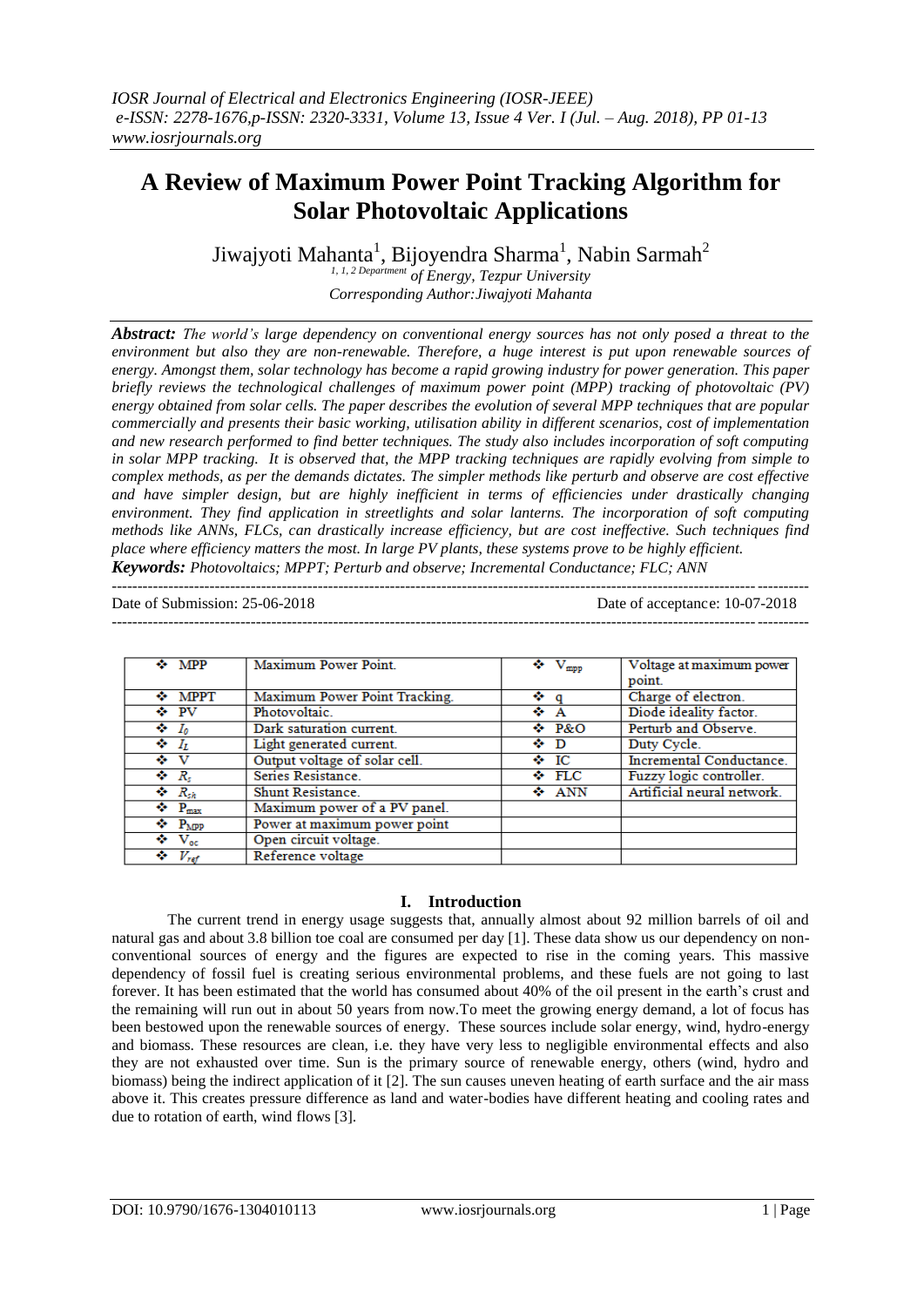# A Review of Maximum Power Point Tracking Algorithm for Solar Photovoltaic Applications

Jiwajyoti Mahanta[1], Bijoyendra Sharma[1], Nabin Sarmah[2]

[1, 1, 2] *Department of Energy, Tezpur University*

*Corresponding Author: Jiwajyoti Mahanta*

***Abstract:*** *The world's large dependency on conventional energy sources has not only posed a threat to the environment but also they are non-renewable. Therefore, a huge interest is put upon renewable sources of energy. Amongst them, solar technology has become a rapid growing industry for power generation. This paper briefly reviews the technological challenges of maximum power point (MPP) tracking of photovoltaic (PV) energy obtained from solar cells. The paper describes the evolution of several MPP techniques that are popular commercially and presents their basic working, utilisation ability in different scenarios, cost of implementation and new research performed to find better techniques. The study also includes incorporation of soft computing in solar MPP tracking. It is observed that, the MPP tracking techniques are rapidly evolving from simple to complex methods, as per the demands dictates. The simpler methods like perturb and observe are cost effective and have simpler design, but are highly inefficient in terms of efficiencies under drastically changing environment. They find application in streetlights and solar lanterns. The incorporation of soft computing methods like ANNs, FLCs, can drastically increase efficiency, but are cost ineffective. Such techniques find place where efficiency matters the most. In large PV plants, these systems prove to be highly efficient.*

***Keywords:*** *Photovoltaics; MPPT; Perturb and observe; Incremental Conductance; FLC; ANN*

---

Date of Submission: 25-06-2018 &nbsp;&nbsp;&nbsp;&nbsp;&nbsp;&nbsp;&nbsp;&nbsp;&nbsp;&nbsp; Date of acceptance: 10-07-2018

---

| | | | |
|---|---|---|---|
| ❖ MPP | Maximum Power Point. | ❖ $V_{mpp}$ | Voltage at maximum power point. |
| ❖ MPPT | Maximum Power Point Tracking. | ❖ q | Charge of electron. |
| ❖ PV | Photovoltaic. | ❖ A | Diode ideality factor. |
| ❖ $I_0$ | Dark saturation current. | ❖ P&O | Perturb and Observe. |
| ❖ $I_L$ | Light generated current. | ❖ D | Duty Cycle. |
| ❖ V | Output voltage of solar cell. | ❖ IC | Incremental Conductance. |
| ❖ $R_s$ | Series Resistance. | ❖ FLC | Fuzzy logic controller. |
| ❖ $R_{sh}$ | Shunt Resistance. | ❖ ANN | Artificial neural network. |
| ❖ $P_{max}$ | Maximum power of a PV panel. | | |
| ❖ $P_{MPP}$ | Power at maximum power point | | |
| ❖ $V_{oc}$ | Open circuit voltage. | | |
| ❖ $V_{ref}$ | Reference voltage | | |

## I. Introduction

The current trend in energy usage suggests that, annually almost about 92 million barrels of oil and natural gas and about 3.8 billion toe coal are consumed per day [1]. These data show us our dependency on non-conventional sources of energy and the figures are expected to rise in the coming years. This massive dependency of fossil fuel is creating serious environmental problems, and these fuels are not going to last forever. It has been estimated that the world has consumed about 40% of the oil present in the earth's crust and the remaining will run out in about 50 years from now.To meet the growing energy demand, a lot of focus has been bestowed upon the renewable sources of energy. These sources include solar energy, wind, hydro-energy and biomass. These resources are clean, i.e. they have very less to negligible environmental effects and also they are not exhausted over time. Sun is the primary source of renewable energy, others (wind, hydro and biomass) being the indirect application of it [2]. The sun causes uneven heating of earth surface and the air mass above it. This creates pressure difference as land and water-bodies have different heating and cooling rates and due to rotation of earth, wind flows [3].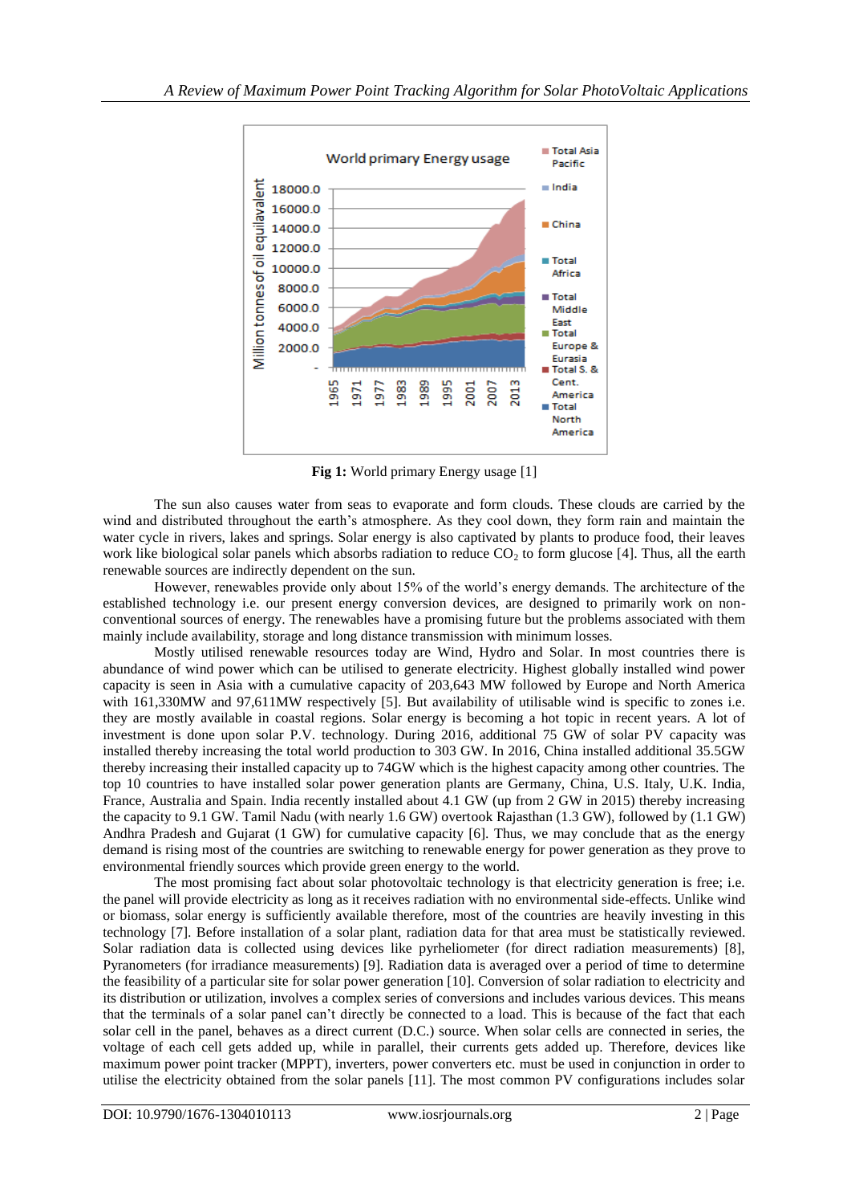**Fig 1:** World primary Energy usage [1]

The sun also causes water from seas to evaporate and form clouds. These clouds are carried by the wind and distributed throughout the earth's atmosphere. As they cool down, they form rain and maintain the water cycle in rivers, lakes and springs. Solar energy is also captivated by plants to produce food, their leaves work like biological solar panels which absorbs radiation to reduce $CO_2$ to form glucose [4]. Thus, all the earth renewable sources are indirectly dependent on the sun.

However, renewables provide only about 15% of the world's energy demands. The architecture of the established technology i.e. our present energy conversion devices, are designed to primarily work on non-conventional sources of energy. The renewables have a promising future but the problems associated with them mainly include availability, storage and long distance transmission with minimum losses.

Mostly utilised renewable resources today are Wind, Hydro and Solar. In most countries there is abundance of wind power which can be utilised to generate electricity. Highest globally installed wind power capacity is seen in Asia with a cumulative capacity of 203,643 MW followed by Europe and North America with 161,330MW and 97,611MW respectively [5]. But availability of utilisable wind is specific to zones i.e. they are mostly available in coastal regions. Solar energy is becoming a hot topic in recent years. A lot of investment is done upon solar P.V. technology. During 2016, additional 75 GW of solar PV capacity was installed thereby increasing the total world production to 303 GW. In 2016, China installed additional 35.5GW thereby increasing their installed capacity up to 74GW which is the highest capacity among other countries. The top 10 countries to have installed solar power generation plants are Germany, China, U.S. Italy, U.K. India, France, Australia and Spain. India recently installed about 4.1 GW (up from 2 GW in 2015) thereby increasing the capacity to 9.1 GW. Tamil Nadu (with nearly 1.6 GW) overtook Rajasthan (1.3 GW), followed by (1.1 GW) Andhra Pradesh and Gujarat (1 GW) for cumulative capacity [6]. Thus, we may conclude that as the energy demand is rising most of the countries are switching to renewable energy for power generation as they prove to environmental friendly sources which provide green energy to the world.

The most promising fact about solar photovoltaic technology is that electricity generation is free; i.e. the panel will provide electricity as long as it receives radiation with no environmental side-effects. Unlike wind or biomass, solar energy is sufficiently available therefore, most of the countries are heavily investing in this technology [7]. Before installation of a solar plant, radiation data for that area must be statistically reviewed. Solar radiation data is collected using devices like pyrheliometer (for direct radiation measurements) [8], Pyranometers (for irradiance measurements) [9]. Radiation data is averaged over a period of time to determine the feasibility of a particular site for solar power generation [10]. Conversion of solar radiation to electricity and its distribution or utilization, involves a complex series of conversions and includes various devices. This means that the terminals of a solar panel can't directly be connected to a load. This is because of the fact that each solar cell in the panel, behaves as a direct current (D.C.) source. When solar cells are connected in series, the voltage of each cell gets added up, while in parallel, their currents gets added up. Therefore, devices like maximum power point tracker (MPPT), inverters, power converters etc. must be used in conjunction in order to utilise the electricity obtained from the solar panels [11]. The most common PV configurations includes solar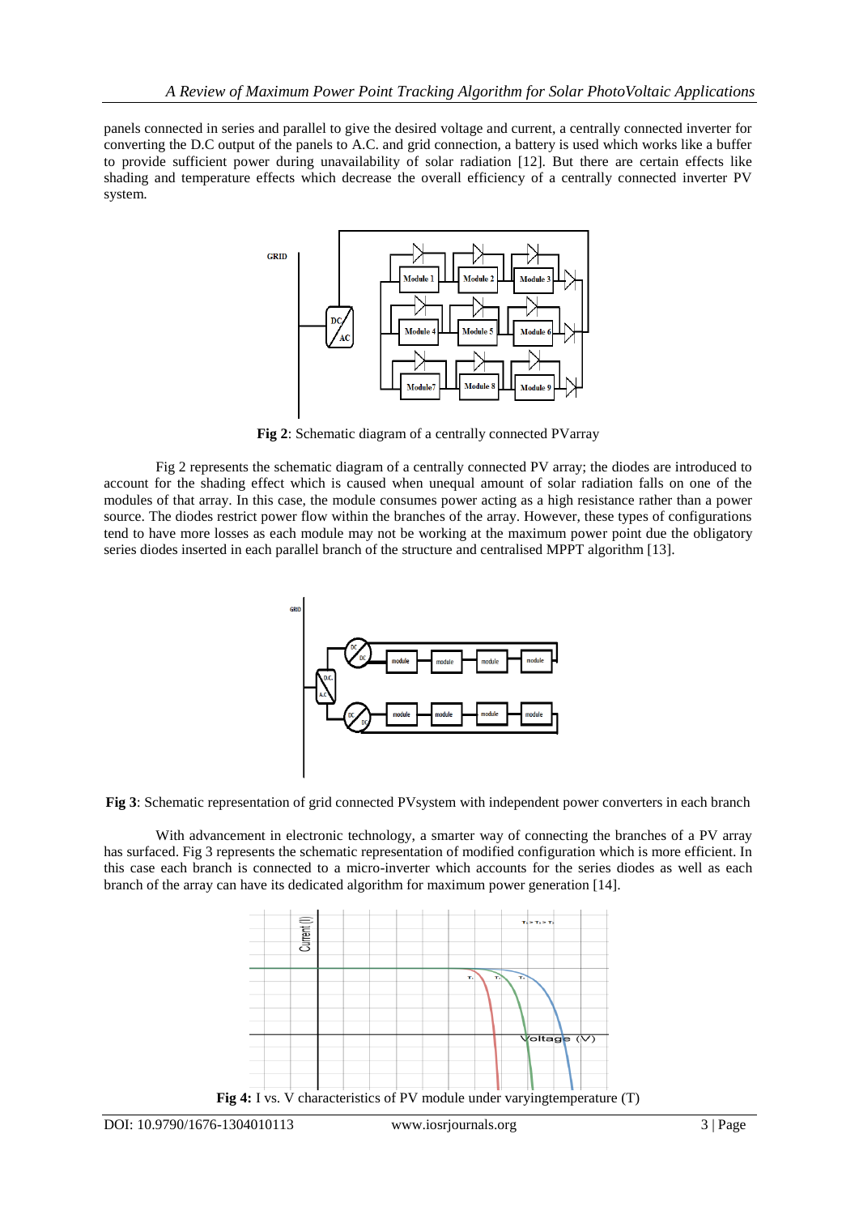panels connected in series and parallel to give the desired voltage and current, a centrally connected inverter for converting the D.C output of the panels to A.C. and grid connection, a battery is used which works like a buffer to provide sufficient power during unavailability of solar radiation [12]. But there are certain effects like shading and temperature effects which decrease the overall efficiency of a centrally connected inverter PV system.

**Fig 2**: Schematic diagram of a centrally connected PVarray

Fig 2 represents the schematic diagram of a centrally connected PV array; the diodes are introduced to account for the shading effect which is caused when unequal amount of solar radiation falls on one of the modules of that array. In this case, the module consumes power acting as a high resistance rather than a power source. The diodes restrict power flow within the branches of the array. However, these types of configurations tend to have more losses as each module may not be working at the maximum power point due the obligatory series diodes inserted in each parallel branch of the structure and centralised MPPT algorithm [13].

**Fig 3**: Schematic representation of grid connected PVsystem with independent power converters in each branch

With advancement in electronic technology, a smarter way of connecting the branches of a PV array has surfaced. Fig 3 represents the schematic representation of modified configuration which is more efficient. In this case each branch is connected to a micro-inverter which accounts for the series diodes as well as each branch of the array can have its dedicated algorithm for maximum power generation [14].

**Fig 4:** I vs. V characteristics of PV module under varyingtemperature (T)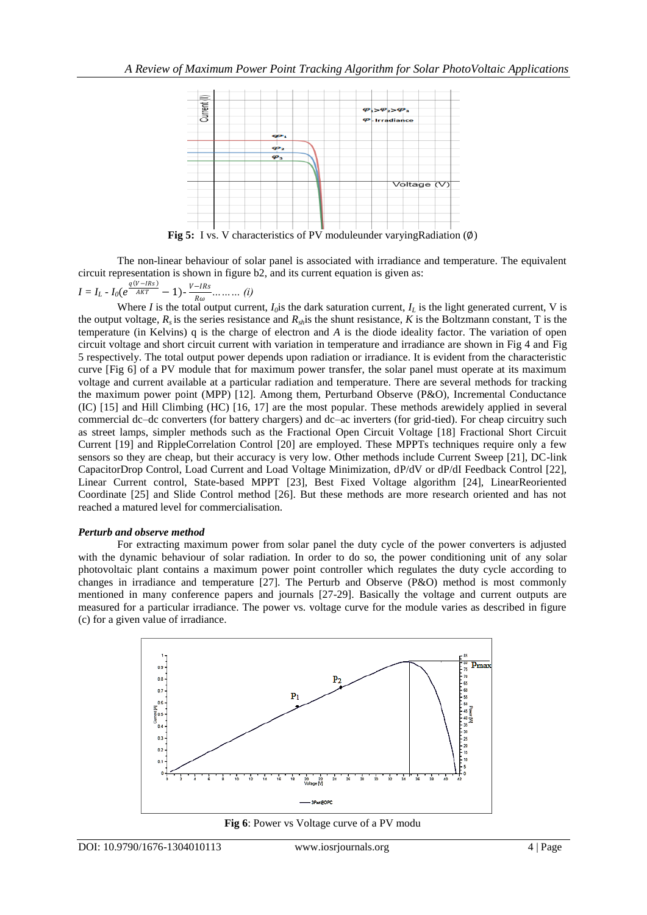**Fig 5:** I vs. V characteristics of PV moduleunder varyingRadiation (∅)

The non-linear behaviour of solar panel is associated with irradiance and temperature. The equivalent circuit representation is shown in figure b2, and its current equation is given as:

$$I = I_L - I_0\left(e^{\frac{q(V-IRs)}{AKT}} - 1\right) - \frac{V-IRs}{R\omega} \ldots\ldots\ldots (i)$$

Where $I$ is the total output current, $I_0$is the dark saturation current, $I_L$ is the light generated current, V is the output voltage, $R_s$ is the series resistance and $R_{sh}$is the shunt resistance, $K$ is the Boltzmann constant, T is the temperature (in Kelvins) q is the charge of electron and $A$ is the diode ideality factor. The variation of open circuit voltage and short circuit current with variation in temperature and irradiance are shown in Fig 4 and Fig 5 respectively. The total output power depends upon radiation or irradiance. It is evident from the characteristic curve [Fig 6] of a PV module that for maximum power transfer, the solar panel must operate at its maximum voltage and current available at a particular radiation and temperature. There are several methods for tracking the maximum power point (MPP) [12]. Among them, Perturband Observe (P&O), Incremental Conductance (IC) [15] and Hill Climbing (HC) [16, 17] are the most popular. These methods arewidely applied in several commercial dc–dc converters (for battery chargers) and dc–ac inverters (for grid-tied). For cheap circuitry such as street lamps, simpler methods such as the Fractional Open Circuit Voltage [18] Fractional Short Circuit Current [19] and RippleCorrelation Control [20] are employed. These MPPTs techniques require only a few sensors so they are cheap, but their accuracy is very low. Other methods include Current Sweep [21], DC-link CapacitorDrop Control, Load Current and Load Voltage Minimization, dP/dV or dP/dI Feedback Control [22], Linear Current control, State-based MPPT [23], Best Fixed Voltage algorithm [24], LinearReoriented Coordinate [25] and Slide Control method [26]. But these methods are more research oriented and has not reached a matured level for commercialisation.

***Perturb and observe method***

For extracting maximum power from solar panel the duty cycle of the power converters is adjusted with the dynamic behaviour of solar radiation. In order to do so, the power conditioning unit of any solar photovoltaic plant contains a maximum power point controller which regulates the duty cycle according to changes in irradiance and temperature [27]. The Perturb and Observe (P&O) method is most commonly mentioned in many conference papers and journals [27-29]. Basically the voltage and current outputs are measured for a particular irradiance. The power vs. voltage curve for the module varies as described in figure (c) for a given value of irradiance.

**Fig 6**: Power vs Voltage curve of a PV modu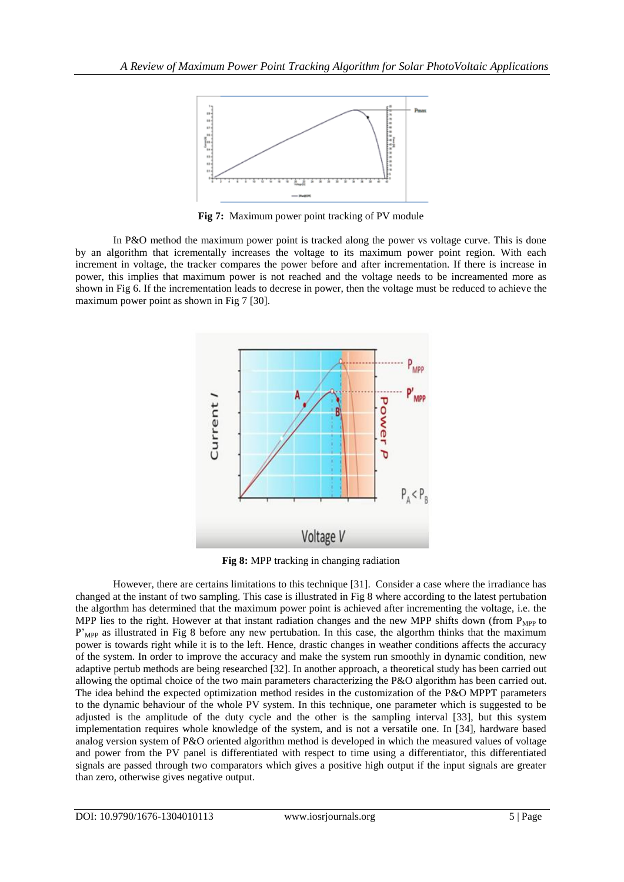**Fig 7:** Maximum power point tracking of PV module

In P&O method the maximum power point is tracked along the power vs voltage curve. This is done by an algorithm that icrementally increases the voltage to its maximum power point region. With each increment in voltage, the tracker compares the power before and after incrementation. If there is increase in power, this implies that maximum power is not reached and the voltage needs to be increamented more as shown in Fig 6. If the incrementation leads to decrese in power, then the voltage must be reduced to achieve the maximum power point as shown in Fig 7 [30].

**Fig 8:** MPP tracking in changing radiation

However, there are certains limitations to this technique [31]. Consider a case where the irradiance has changed at the instant of two sampling. This case is illustrated in Fig 8 where according to the latest pertubation the algorthm has determined that the maximum power point is achieved after incrementing the voltage, i.e. the MPP lies to the right. However at that instant radiation changes and the new MPP shifts down (from $P_{MPP}$ to $P'_{MPP}$ as illustrated in Fig 8 before any new pertubation. In this case, the algorithm thinks that the maximum power is towards right while it is to the left. Hence, drastic changes in weather conditions affects the accuracy of the system. In order to improve the accuracy and make the system run smoothly in dynamic condition, new adaptive pertub methods are being researched [32]. In another approach, a theoretical study has been carried out allowing the optimal choice of the two main parameters characterizing the P&O algorithm has been carried out. The idea behind the expected optimization method resides in the customization of the P&O MPPT parameters to the dynamic behaviour of the whole PV system. In this technique, one parameter which is suggested to be adjusted is the amplitude of the duty cycle and the other is the sampling interval [33], but this system implementation requires whole knowledge of the system, and is not a versatile one. In [34], hardware based analog version system of P&O oriented algorithm method is developed in which the measured values of voltage and power from the PV panel is differentiated with respect to time using a differentiator, this differentiated signals are passed through two comparators which gives a positive high output if the input signals are greater than zero, otherwise gives negative output.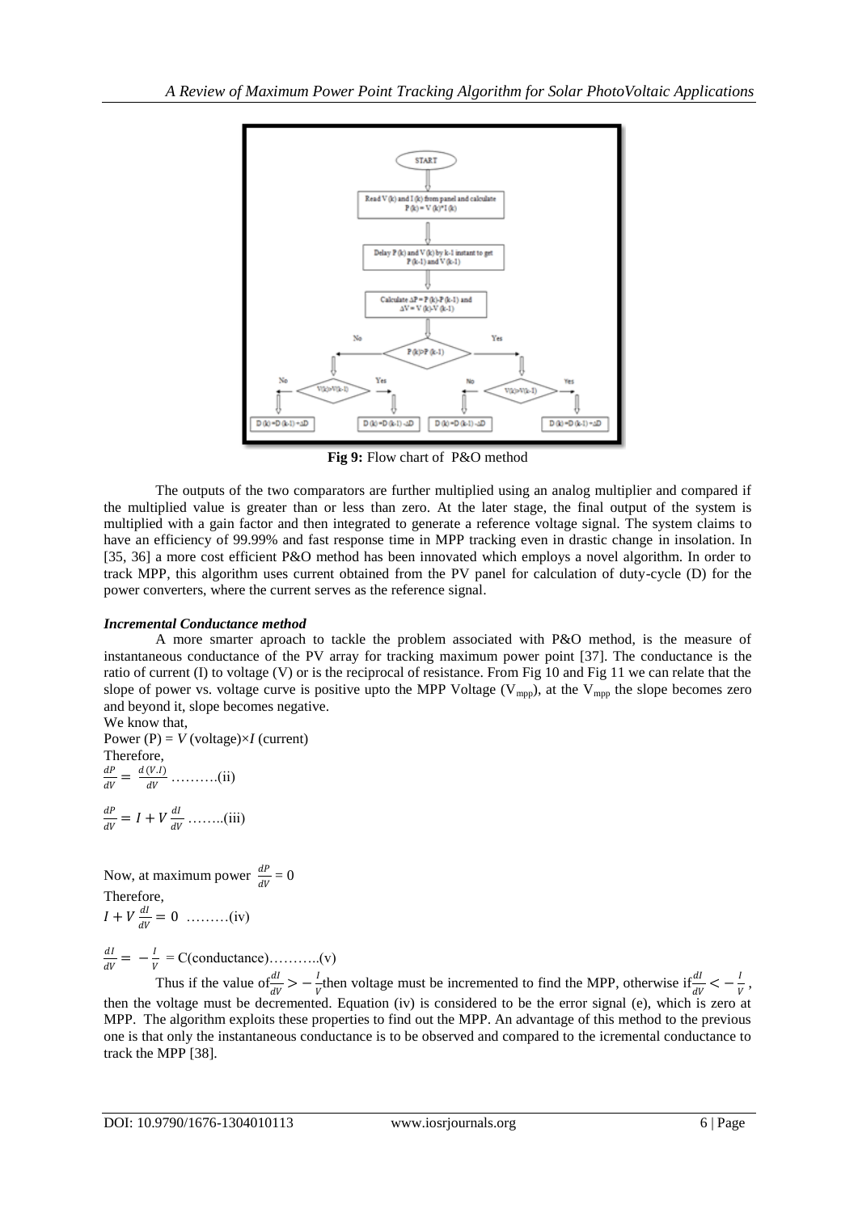**Fig 9:** Flow chart of P&O method

The outputs of the two comparators are further multiplied using an analog multiplier and compared if the multiplied value is greater than or less than zero. At the later stage, the final output of the system is multiplied with a gain factor and then integrated to generate a reference voltage signal. The system claims to have an efficiency of 99.99% and fast response time in MPP tracking even in drastic change in insolation. In [35, 36] a more cost efficient P&O method has been innovated which employs a novel algorithm. In order to track MPP, this algorithm uses current obtained from the PV panel for calculation of duty-cycle (D) for the power converters, where the current serves as the reference signal.

***Incremental Conductance method***

A more smarter aproach to tackle the problem associated with P&O method, is the measure of instantaneous conductance of the PV array for tracking maximum power point [37]. The conductance is the ratio of current (I) to voltage (V) or is the reciprocal of resistance. From Fig 10 and Fig 11 we can relate that the slope of power vs. voltage curve is positive upto the MPP Voltage ($V_{mpp}$), at the $V_{mpp}$ the slope becomes zero and beyond it, slope becomes negative.

We know that,

Power (P) = $V$ (voltage)×$I$ (current)

Therefore,

$\frac{dP}{dV} = \frac{d(V.I)}{dV}$ ……….(ii)

$\frac{dP}{dV} = I + V\frac{dI}{dV}$ ……..(iii)

Now, at maximum power $\frac{dP}{dV} = 0$

Therefore,

$I + V\frac{dI}{dV} = 0$ ………(iv)

$\frac{dI}{dV} = -\frac{I}{V}$ = C(conductance)………..(v)

Thus if the value of $\frac{dI}{dV} > -\frac{I}{V}$ then voltage must be incremented to find the MPP, otherwise if $\frac{dI}{dV} < -\frac{I}{V}$, then the voltage must be decremented. Equation (iv) is considered to be the error signal (e), which is zero at MPP. The algorithm exploits these properties to find out the MPP. An advantage of this method to the previous one is that only the instantaneous conductance is to be observed and compared to the icremental conductance to track the MPP [38].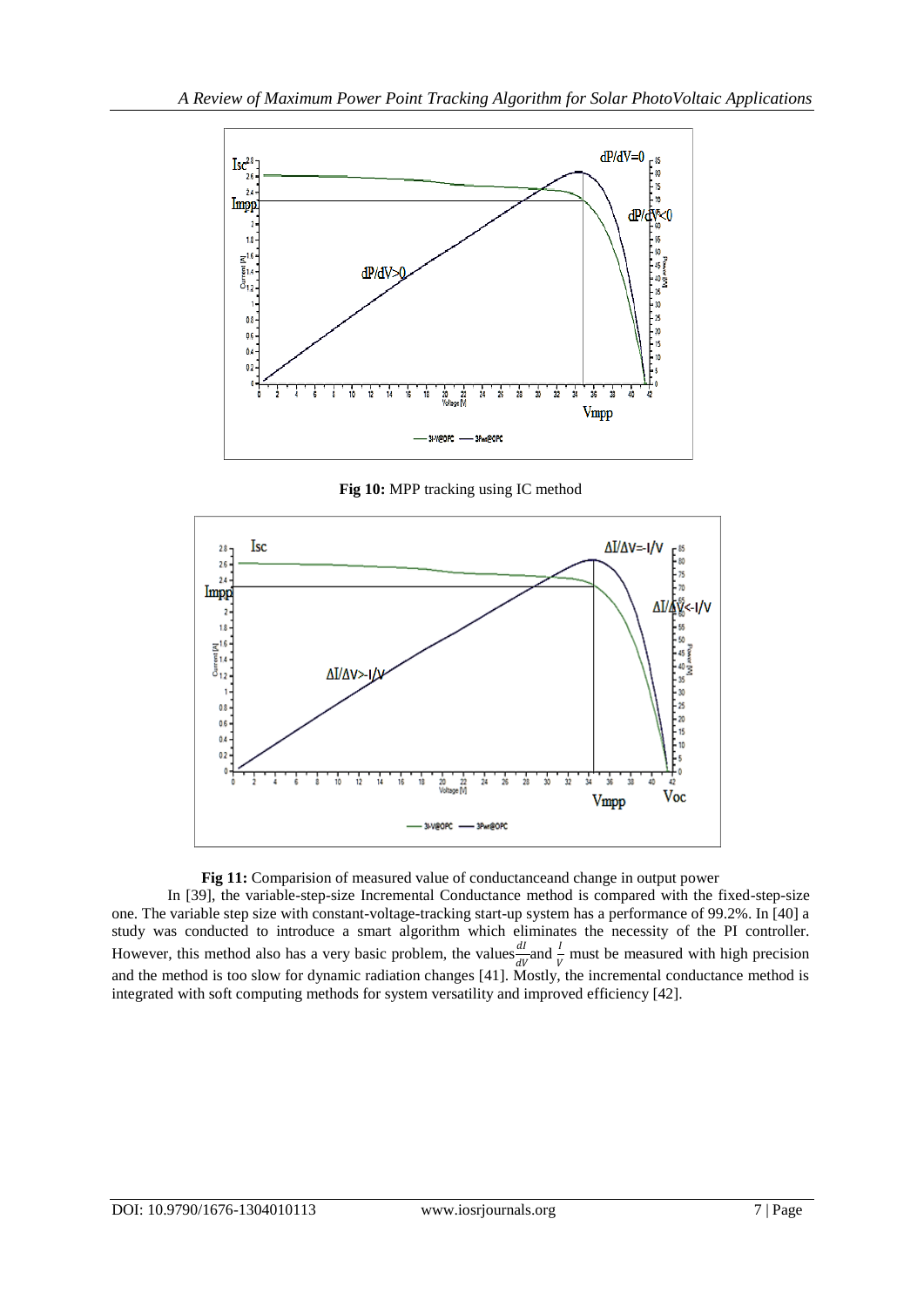**Fig 10:** MPP tracking using IC method

**Fig 11:** Comparision of measured value of conductanceand change in output power

In [39], the variable-step-size Incremental Conductance method is compared with the fixed-step-size one. The variable step size with constant-voltage-tracking start-up system has a performance of 99.2%. In [40] a study was conducted to introduce a smart algorithm which eliminates the necessity of the PI controller. However, this method also has a very basic problem, the values $\frac{dI}{dV}$ and $\frac{I}{V}$ must be measured with high precision and the method is too slow for dynamic radiation changes [41]. Mostly, the incremental conductance method is integrated with soft computing methods for system versatility and improved efficiency [42].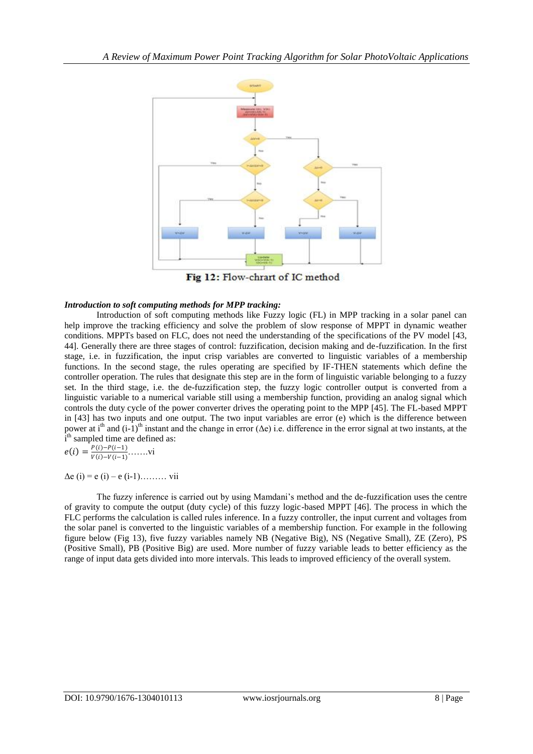Fig 12: Flow-chrart of IC method

***Introduction to soft computing methods for MPP tracking:***

Introduction of soft computing methods like Fuzzy logic (FL) in MPP tracking in a solar panel can help improve the tracking efficiency and solve the problem of slow response of MPPT in dynamic weather conditions. MPPTs based on FLC, does not need the understanding of the specifications of the PV model [43, 44]. Generally there are three stages of control: fuzzification, decision making and de-fuzzification. In the first stage, i.e. in fuzzification, the input crisp variables are converted to linguistic variables of a membership functions. In the second stage, the rules operating are specified by IF-THEN statements which define the controller operation. The rules that designate this step are in the form of linguistic variable belonging to a fuzzy set. In the third stage, i.e. the de-fuzzification step, the fuzzy logic controller output is converted from a linguistic variable to a numerical variable still using a membership function, providing an analog signal which controls the duty cycle of the power converter drives the operating point to the MPP [45]. The FL-based MPPT in [43] has two inputs and one output. The two input variables are error (e) which is the difference between power at $i^{th}$ and $(i-1)^{th}$ instant and the change in error ($\Delta e$) i.e. difference in the error signal at two instants, at the $i^{th}$ sampled time are defined as:

$$e(i) = \frac{P(i) - P(i-1)}{V(i) - V(i-1)} \quad \text{.......vi}$$

$$\Delta e\,(i) = e\,(i) - e\,(i\text{-}1) \quad \text{......... vii}$$

The fuzzy inference is carried out by using Mamdani's method and the de-fuzzification uses the centre of gravity to compute the output (duty cycle) of this fuzzy logic-based MPPT [46]. The process in which the FLC performs the calculation is called rules inference. In a fuzzy controller, the input current and voltages from the solar panel is converted to the linguistic variables of a membership function. For example in the following figure below (Fig 13), five fuzzy variables namely NB (Negative Big), NS (Negative Small), ZE (Zero), PS (Positive Small), PB (Positive Big) are used. More number of fuzzy variable leads to better efficiency as the range of input data gets divided into more intervals. This leads to improved efficiency of the overall system.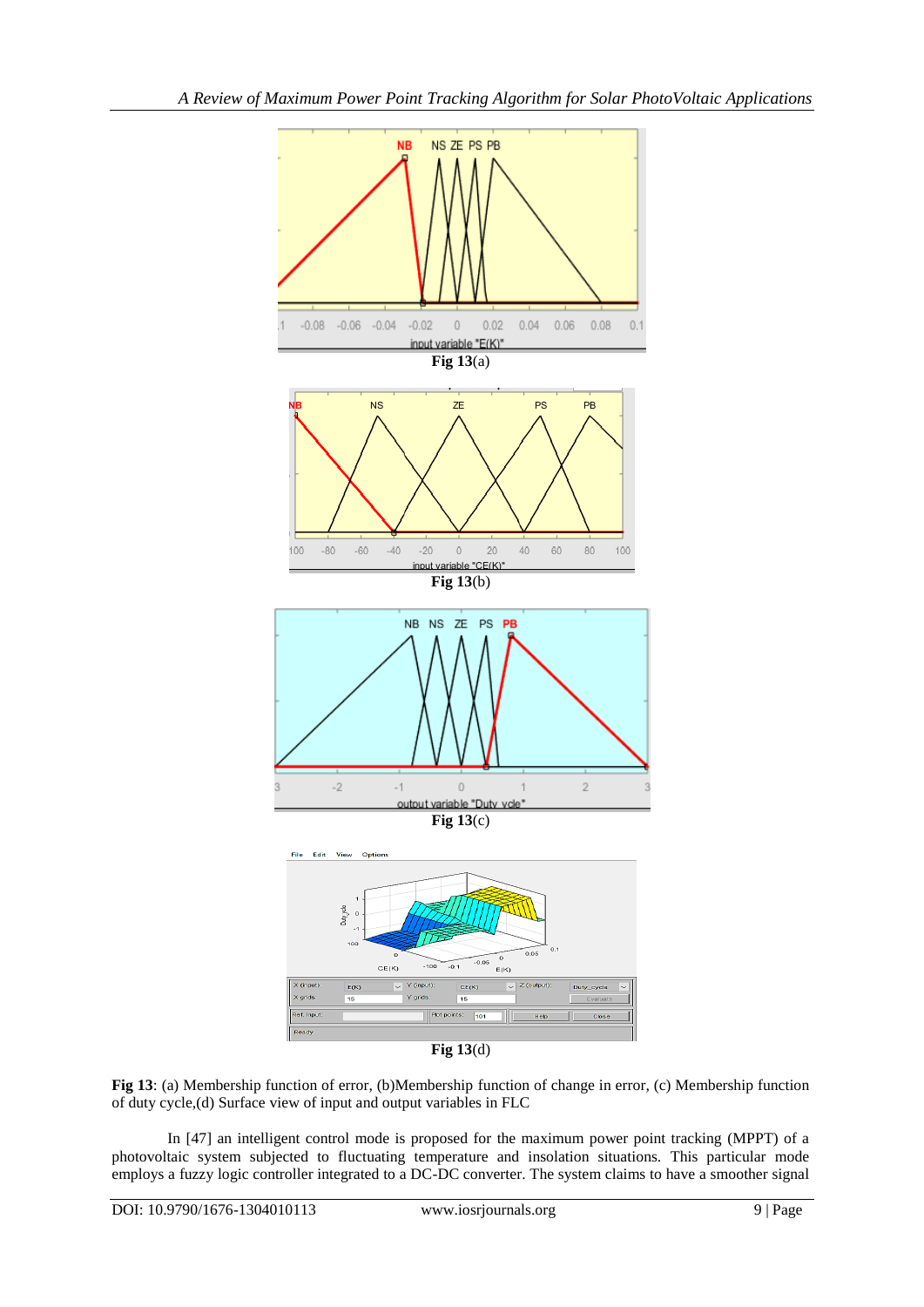Fig 13(a)

Fig 13(b)

Fig 13(c)

Fig 13(d)

**Fig 13**: (a) Membership function of error, (b)Membership function of change in error, (c) Membership function of duty cycle,(d) Surface view of input and output variables in FLC

In [47] an intelligent control mode is proposed for the maximum power point tracking (MPPT) of a photovoltaic system subjected to fluctuating temperature and insolation situations. This particular mode employs a fuzzy logic controller integrated to a DC-DC converter. The system claims to have a smoother signal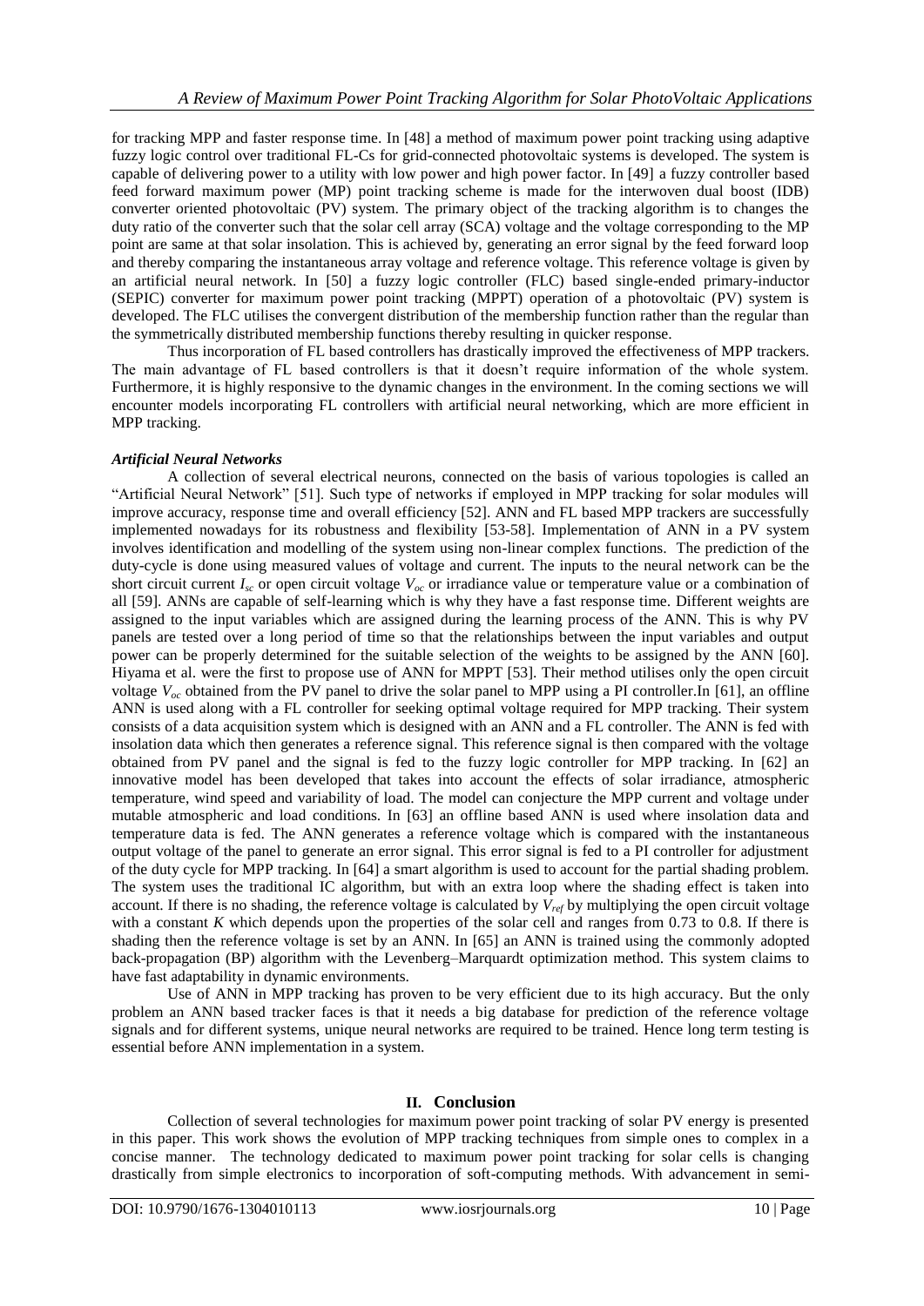for tracking MPP and faster response time. In [48] a method of maximum power point tracking using adaptive fuzzy logic control over traditional FL-Cs for grid-connected photovoltaic systems is developed. The system is capable of delivering power to a utility with low power and high power factor. In [49] a fuzzy controller based feed forward maximum power (MP) point tracking scheme is made for the interwoven dual boost (IDB) converter oriented photovoltaic (PV) system. The primary object of the tracking algorithm is to changes the duty ratio of the converter such that the solar cell array (SCA) voltage and the voltage corresponding to the MP point are same at that solar insolation. This is achieved by, generating an error signal by the feed forward loop and thereby comparing the instantaneous array voltage and reference voltage. This reference voltage is given by an artificial neural network. In [50] a fuzzy logic controller (FLC) based single-ended primary-inductor (SEPIC) converter for maximum power point tracking (MPPT) operation of a photovoltaic (PV) system is developed. The FLC utilises the convergent distribution of the membership function rather than the regular than the symmetrically distributed membership functions thereby resulting in quicker response.

Thus incorporation of FL based controllers has drastically improved the effectiveness of MPP trackers. The main advantage of FL based controllers is that it doesn't require information of the whole system. Furthermore, it is highly responsive to the dynamic changes in the environment. In the coming sections we will encounter models incorporating FL controllers with artificial neural networking, which are more efficient in MPP tracking.

### *Artificial Neural Networks*

A collection of several electrical neurons, connected on the basis of various topologies is called an "Artificial Neural Network" [51]. Such type of networks if employed in MPP tracking for solar modules will improve accuracy, response time and overall efficiency [52]. ANN and FL based MPP trackers are successfully implemented nowadays for its robustness and flexibility [53-58]. Implementation of ANN in a PV system involves identification and modelling of the system using non-linear complex functions. The prediction of the duty-cycle is done using measured values of voltage and current. The inputs to the neural network can be the short circuit current $I_{sc}$ or open circuit voltage $V_{oc}$ or irradiance value or temperature value or a combination of all [59]. ANNs are capable of self-learning which is why they have a fast response time. Different weights are assigned to the input variables which are assigned during the learning process of the ANN. This is why PV panels are tested over a long period of time so that the relationships between the input variables and output power can be properly determined for the suitable selection of the weights to be assigned by the ANN [60]. Hiyama et al. were the first to propose use of ANN for MPPT [53]. Their method utilises only the open circuit voltage $V_{oc}$ obtained from the PV panel to drive the solar panel to MPP using a PI controller.In [61], an offline ANN is used along with a FL controller for seeking optimal voltage required for MPP tracking. Their system consists of a data acquisition system which is designed with an ANN and a FL controller. The ANN is fed with insolation data which then generates a reference signal. This reference signal is then compared with the voltage obtained from PV panel and the signal is fed to the fuzzy logic controller for MPP tracking. In [62] an innovative model has been developed that takes into account the effects of solar irradiance, atmospheric temperature, wind speed and variability of load. The model can conjecture the MPP current and voltage under mutable atmospheric and load conditions. In [63] an offline based ANN is used where insolation data and temperature data is fed. The ANN generates a reference voltage which is compared with the instantaneous output voltage of the panel to generate an error signal. This error signal is fed to a PI controller for adjustment of the duty cycle for MPP tracking. In [64] a smart algorithm is used to account for the partial shading problem. The system uses the traditional IC algorithm, but with an extra loop where the shading effect is taken into account. If there is no shading, the reference voltage is calculated by $V_{ref}$ by multiplying the open circuit voltage with a constant $K$ which depends upon the properties of the solar cell and ranges from 0.73 to 0.8. If there is shading then the reference voltage is set by an ANN. In [65] an ANN is trained using the commonly adopted back-propagation (BP) algorithm with the Levenberg–Marquardt optimization method. This system claims to have fast adaptability in dynamic environments.

Use of ANN in MPP tracking has proven to be very efficient due to its high accuracy. But the only problem an ANN based tracker faces is that it needs a big database for prediction of the reference voltage signals and for different systems, unique neural networks are required to be trained. Hence long term testing is essential before ANN implementation in a system.

## II. Conclusion

Collection of several technologies for maximum power point tracking of solar PV energy is presented in this paper. This work shows the evolution of MPP tracking techniques from simple ones to complex in a concise manner. The technology dedicated to maximum power point tracking for solar cells is changing drastically from simple electronics to incorporation of soft-computing methods. With advancement in semi-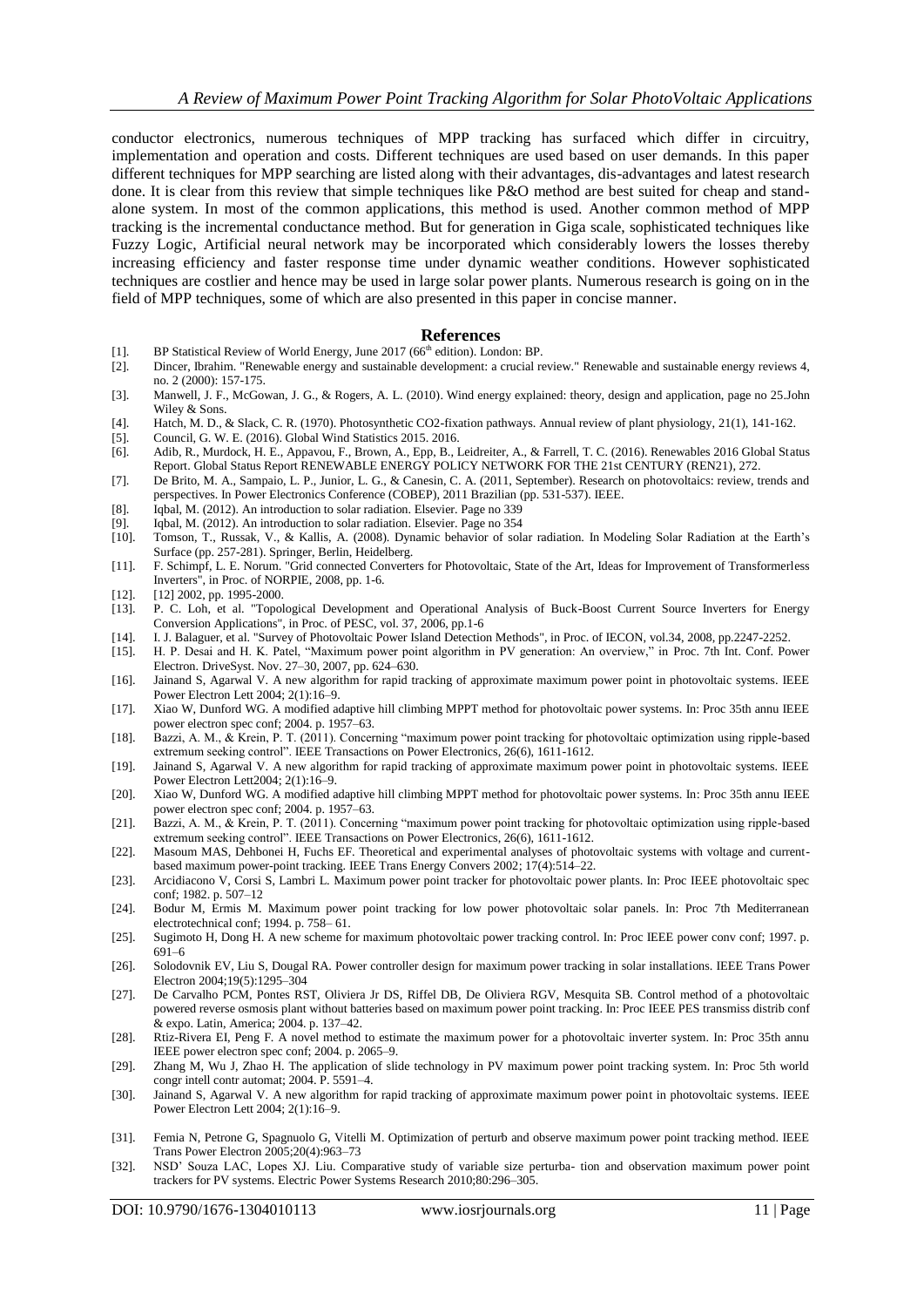conductor electronics, numerous techniques of MPP tracking has surfaced which differ in circuitry, implementation and operation and costs. Different techniques are used based on user demands. In this paper different techniques for MPP searching are listed along with their advantages, dis-advantages and latest research done. It is clear from this review that simple techniques like P&O method are best suited for cheap and stand-alone system. In most of the common applications, this method is used. Another common method of MPP tracking is the incremental conductance method. But for generation in Giga scale, sophisticated techniques like Fuzzy Logic, Artificial neural network may be incorporated which considerably lowers the losses thereby increasing efficiency and faster response time under dynamic weather conditions. However sophisticated techniques are costlier and hence may be used in large solar power plants. Numerous research is going on in the field of MPP techniques, some of which are also presented in this paper in concise manner.

## References

[1]. BP Statistical Review of World Energy, June 2017 (66th edition). London: BP.

[2]. Dincer, Ibrahim. "Renewable energy and sustainable development: a crucial review." Renewable and sustainable energy reviews 4, no. 2 (2000): 157-175.

[3]. Manwell, J. F., McGowan, J. G., & Rogers, A. L. (2010). Wind energy explained: theory, design and application, page no 25.John Wiley & Sons.

[4]. Hatch, M. D., & Slack, C. R. (1970). Photosynthetic CO2-fixation pathways. Annual review of plant physiology, 21(1), 141-162.

[5]. Council, G. W. E. (2016). Global Wind Statistics 2015. 2016.

[6]. Adib, R., Murdock, H. E., Appavou, F., Brown, A., Epp, B., Leidreiter, A., & Farrell, T. C. (2016). Renewables 2016 Global Status Report. Global Status Report RENEWABLE ENERGY POLICY NETWORK FOR THE 21st CENTURY (REN21), 272.

[7]. De Brito, M. A., Sampaio, L. P., Junior, L. G., & Canesin, C. A. (2011, September). Research on photovoltaics: review, trends and perspectives. In Power Electronics Conference (COBEP), 2011 Brazilian (pp. 531-537). IEEE.

[8]. Iqbal, M. (2012). An introduction to solar radiation. Elsevier. Page no 339

[9]. Iqbal, M. (2012). An introduction to solar radiation. Elsevier. Page no 354

[10]. Tomson, T., Russak, V., & Kallis, A. (2008). Dynamic behavior of solar radiation. In Modeling Solar Radiation at the Earth's Surface (pp. 257-281). Springer, Berlin, Heidelberg.

[11]. F. Schimpf, L. E. Norum. "Grid connected Converters for Photovoltaic, State of the Art, Ideas for Improvement of Transformerless Inverters", in Proc. of NORPIE, 2008, pp. 1-6.

[12]. [12] 2002, pp. 1995-2000.

[13]. P. C. Loh, et al. "Topological Development and Operational Analysis of Buck-Boost Current Source Inverters for Energy Conversion Applications", in Proc. of PESC, vol. 37, 2006, pp.1-6

[14]. I. J. Balaguer, et al. "Survey of Photovoltaic Power Island Detection Methods", in Proc. of IECON, vol.34, 2008, pp.2247-2252.

[15]. H. P. Desai and H. K. Patel, "Maximum power point algorithm in PV generation: An overview," in Proc. 7th Int. Conf. Power Electron. DriveSyst. Nov. 27–30, 2007, pp. 624–630.

[16]. Jainand S, Agarwal V. A new algorithm for rapid tracking of approximate maximum power point in photovoltaic systems. IEEE Power Electron Lett 2004; 2(1):16–9.

[17]. Xiao W, Dunford WG. A modified adaptive hill climbing MPPT method for photovoltaic power systems. In: Proc 35th annu IEEE power electron spec conf; 2004. p. 1957–63.

[18]. Bazzi, A. M., & Krein, P. T. (2011). Concerning "maximum power point tracking for photovoltaic optimization using ripple-based extremum seeking control". IEEE Transactions on Power Electronics, 26(6), 1611-1612.

[19]. Jainand S, Agarwal V. A new algorithm for rapid tracking of approximate maximum power point in photovoltaic systems. IEEE Power Electron Lett2004; 2(1):16–9.

[20]. Xiao W, Dunford WG. A modified adaptive hill climbing MPPT method for photovoltaic power systems. In: Proc 35th annu IEEE power electron spec conf; 2004. p. 1957–63.

[21]. Bazzi, A. M., & Krein, P. T. (2011). Concerning "maximum power point tracking for photovoltaic optimization using ripple-based extremum seeking control". IEEE Transactions on Power Electronics, 26(6), 1611-1612.

[22]. Masoum MAS, Dehbonei H, Fuchs EF. Theoretical and experimental analyses of photovoltaic systems with voltage and current-based maximum power-point tracking. IEEE Trans Energy Convers 2002; 17(4):514–22.

[23]. Arcidiacono V, Corsi S, Lambri L. Maximum power point tracker for photovoltaic power plants. In: Proc IEEE photovoltaic spec conf; 1982. p. 507–12

[24]. Bodur M, Ermis M. Maximum power point tracking for low power photovoltaic solar panels. In: Proc 7th Mediterranean electrotechnical conf; 1994. p. 758– 61.

[25]. Sugimoto H, Dong H. A new scheme for maximum photovoltaic power tracking control. In: Proc IEEE power conv conf; 1997. p. 691–6

[26]. Solodovnik EV, Liu S, Dougal RA. Power controller design for maximum power tracking in solar installations. IEEE Trans Power Electron 2004;19(5):1295–304

[27]. De Carvalho PCM, Pontes RST, Oliviera Jr DS, Riffel DB, De Oliviera RGV, Mesquita SB. Control method of a photovoltaic powered reverse osmosis plant without batteries based on maximum power point tracking. In: Proc IEEE PES transmiss distrib conf & expo. Latin, America; 2004. p. 137–42.

[28]. Rtiz-Rivera EI, Peng F. A novel method to estimate the maximum power for a photovoltaic inverter system. In: Proc 35th annu IEEE power electron spec conf; 2004. p. 2065–9.

[29]. Zhang M, Wu J, Zhao H. The application of slide technology in PV maximum power point tracking system. In: Proc 5th world congr intell contr automat; 2004. P. 5591–4.

[30]. Jainand S, Agarwal V. A new algorithm for rapid tracking of approximate maximum power point in photovoltaic systems. IEEE Power Electron Lett 2004; 2(1):16–9.

[31]. Femia N, Petrone G, Spagnuolo G, Vitelli M. Optimization of perturb and observe maximum power point tracking method. IEEE Trans Power Electron 2005;20(4):963–73

[32]. NSD' Souza LAC, Lopes XJ. Liu. Comparative study of variable size perturba- tion and observation maximum power point trackers for PV systems. Electric Power Systems Research 2010;80:296–305.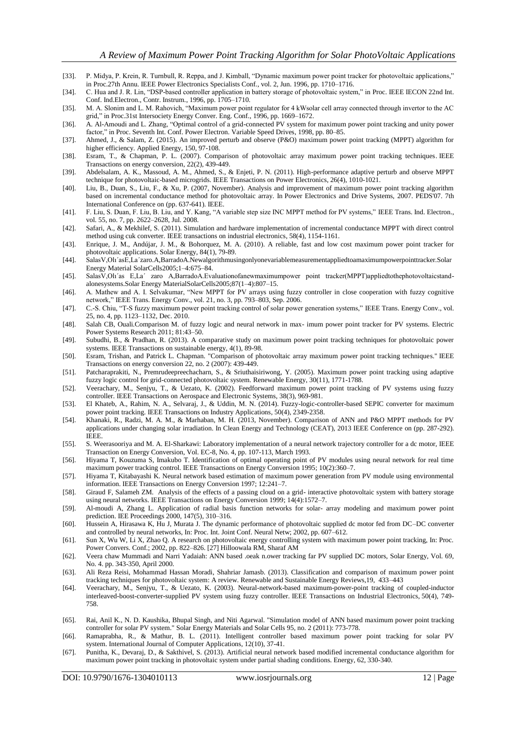[33]. P. Midya, P. Krein, R. Turnbull, R. Reppa, and J. Kimball, "Dynamic maximum power point tracker for photovoltaic applications," in Proc.27th Annu. IEEE Power Electronics Specialists Conf., vol. 2, Jun. 1996, pp. 1710–1716.

[34]. C. Hua and J. R. Lin, "DSP-based controller application in battery storage of photovoltaic system," in Proc. IEEE IECON 22nd Int. Conf. Ind.Electron., Contr. Instrum., 1996, pp. 1705–1710.

[35]. M. A. Slonim and L. M. Rahovich, "Maximum power point regulator for 4 kWsolar cell array connected through invertor to the AC grid," in Proc.31st Intersociety Energy Conver. Eng. Conf., 1996, pp. 1669–1672.

[36]. A. Al-Amoudi and L. Zhang, "Optimal control of a grid-connected PV system for maximum power point tracking and unity power factor," in Proc. Seventh Int. Conf. Power Electron. Variable Speed Drives, 1998, pp. 80–85.

[37]. Ahmed, J., & Salam, Z. (2015). An improved perturb and observe (P&O) maximum power point tracking (MPPT) algorithm for higher efficiency. Applied Energy, 150, 97-108.

[38]. Esram, T., & Chapman, P. L. (2007). Comparison of photovoltaic array maximum power point tracking techniques. IEEE Transactions on energy conversion, 22(2), 439-449.

[39]. Abdelsalam, A. K., Massoud, A. M., Ahmed, S., & Enjeti, P. N. (2011). High-performance adaptive perturb and observe MPPT technique for photovoltaic-based microgrids. IEEE Transactions on Power Electronics, 26(4), 1010-1021.

[40]. Liu, B., Duan, S., Liu, F., & Xu, P. (2007, November). Analysis and improvement of maximum power point tracking algorithm based on incremental conductance method for photovoltaic array. In Power Electronics and Drive Systems, 2007. PEDS'07. 7th International Conference on (pp. 637-641). IEEE.

[41]. F. Liu, S. Duan, F. Liu, B. Liu, and Y. Kang, "A variable step size INC MPPT method for PV systems," IEEE Trans. Ind. Electron., vol. 55, no. 7, pp. 2622–2628, Jul. 2008.

[42]. Safari, A., & Mekhilef, S. (2011). Simulation and hardware implementation of incremental conductance MPPT with direct control method using cuk converter. IEEE transactions on industrial electronics, 58(4), 1154-1161.

[43]. Enrique, J. M., Andújar, J. M., & Bohorquez, M. A. (2010). A reliable, fast and low cost maximum power point tracker for photovoltaic applications. Solar Energy, 84(1), 79-89.

[44]. SalasV,Olı´asE,La´zaro.A,BarradoA.Newalgorithmusingonlyonevariablemeasurementappliedtoamaximumpowerpointtracker.Solar Energy Material SolarCells2005;1–4:675–84.

[45]. SalasV,Olı´as E,La´ zaro A,BarradoA.Evaluationofanewmaximumpower point tracker(MPPT)appliedtothephotovoltaicstand-alonesystems.Solar Energy MaterialSolarCells2005;87(1–4):807–15.

[46]. A. Mathew and A. I. Selvakumar, "New MPPT for PV arrays using fuzzy controller in close cooperation with fuzzy cognitive network," IEEE Trans. Energy Conv., vol. 21, no. 3, pp. 793–803, Sep. 2006.

[47]. C.-S. Chiu, "T-S fuzzy maximum power point tracking control of solar power generation systems," IEEE Trans. Energy Conv., vol. 25, no. 4, pp. 1123–1132, Dec. 2010.

[48]. Salah CB, Ouali.Comparison M. of fuzzy logic and neural network in max- imum power point tracker for PV systems. Electric Power Systems Research 2011; 81:43–50.

[49]. Subudhi, B., & Pradhan, R. (2013). A comparative study on maximum power point tracking techniques for photovoltaic power systems. IEEE Transactions on sustainable energy, 4(1), 89-98.

[50]. Esram, Trishan, and Patrick L. Chapman. "Comparison of photovoltaic array maximum power point tracking techniques." IEEE Transactions on energy conversion 22, no. 2 (2007): 439-449.

[51]. Patcharaprakiti, N., Premrudeepreechacharn, S., & Sriuthaisiriwong, Y. (2005). Maximum power point tracking using adaptive fuzzy logic control for grid-connected photovoltaic system. Renewable Energy, 30(11), 1771-1788.

[52]. Veerachary, M., Senjyu, T., & Uezato, K. (2002). Feedforward maximum power point tracking of PV systems using fuzzy controller. IEEE Transactions on Aerospace and Electronic Systems, 38(3), 969-981.

[53]. El Khateb, A., Rahim, N. A., Selvaraj, J., & Uddin, M. N. (2014). Fuzzy-logic-controller-based SEPIC converter for maximum power point tracking. IEEE Transactions on Industry Applications, 50(4), 2349-2358.

[54]. Khanaki, R., Radzi, M. A. M., & Marhaban, M. H. (2013, November). Comparison of ANN and P&O MPPT methods for PV applications under changing solar irradiation. In Clean Energy and Technology (CEAT), 2013 IEEE Conference on (pp. 287-292). IEEE.

[55]. S. Weerasooriya and M. A. El-Sharkawi: Laboratory implementation of a neural network trajectory controller for a dc motor, IEEE Transaction on Energy Conversion, Vol. EC-8, No. 4, pp. 107-113, March 1993.

[56]. Hiyama T, Kouzuma S, Imakubo T. Identification of optimal operating point of PV modules using neural network for real time maximum power tracking control. IEEE Transactions on Energy Conversion 1995; 10(2):360–7.

[57]. Hiyama T, Kitabayashi K. Neural network based estimation of maximum power generation from PV module using environmental information. IEEE Transactions on Energy Conversion 1997; 12:241–7.

[58]. Giraud F, Salameh ZM. Analysis of the effects of a passing cloud on a grid- interactive photovoltaic system with battery storage using neural networks. IEEE Transactions on Energy Conversion 1999; 14(4):1572–7.

[59]. Al-moudi A, Zhang L. Application of radial basis function networks for solar- array modeling and maximum power point prediction. IEE Proceedings 2000, 147(5), 310–316.

[60]. Hussein A, Hirasawa K, Hu J, Murata J. The dynamic performance of photovoltaic supplied dc motor fed from DC–DC converter and controlled by neural networks, In: Proc. Int. Joint Conf. Neural Netw; 2002, pp. 607–612.

[61]. Sun X, Wu W, Li X, Zhao Q. A research on photovoltaic energy controlling system with maximum power point tracking, In: Proc. Power Convers. Conf.; 2002, pp. 822–826. [27] Hilloowala RM, Sharaf AM

[62]. Veera chaw Mummadi and Narri Yadaiah: ANN based .oeak n.ower tracking far PV supplied DC motors, Solar Energy, Vol. 69, No. 4. pp. 343-350, April 2000.

[63]. Ali Reza Reisi, Mohammad Hassan Moradi, Shahriar Jamasb. (2013). Classification and comparison of maximum power point tracking techniques for photovoltaic system: A review. Renewable and Sustainable Energy Reviews,19, 433–443

[64]. Veerachary, M., Senjyu, T., & Uezato, K. (2003). Neural-network-based maximum-power-point tracking of coupled-inductor interleaved-boost-converter-supplied PV system using fuzzy controller. IEEE Transactions on Industrial Electronics, 50(4), 749-758.

[65]. Rai, Anil K., N. D. Kaushika, Bhupal Singh, and Niti Agarwal. "Simulation model of ANN based maximum power point tracking controller for solar PV system." Solar Energy Materials and Solar Cells 95, no. 2 (2011): 773-778.

[66]. Ramaprabha, R., & Mathur, B. L. (2011). Intelligent controller based maximum power point tracking for solar PV system. International Journal of Computer Applications, 12(10), 37-41.

[67]. Punitha, K., Devaraj, D., & Sakthivel, S. (2013). Artificial neural network based modified incremental conductance algorithm for maximum power point tracking in photovoltaic system under partial shading conditions. Energy, 62, 330-340.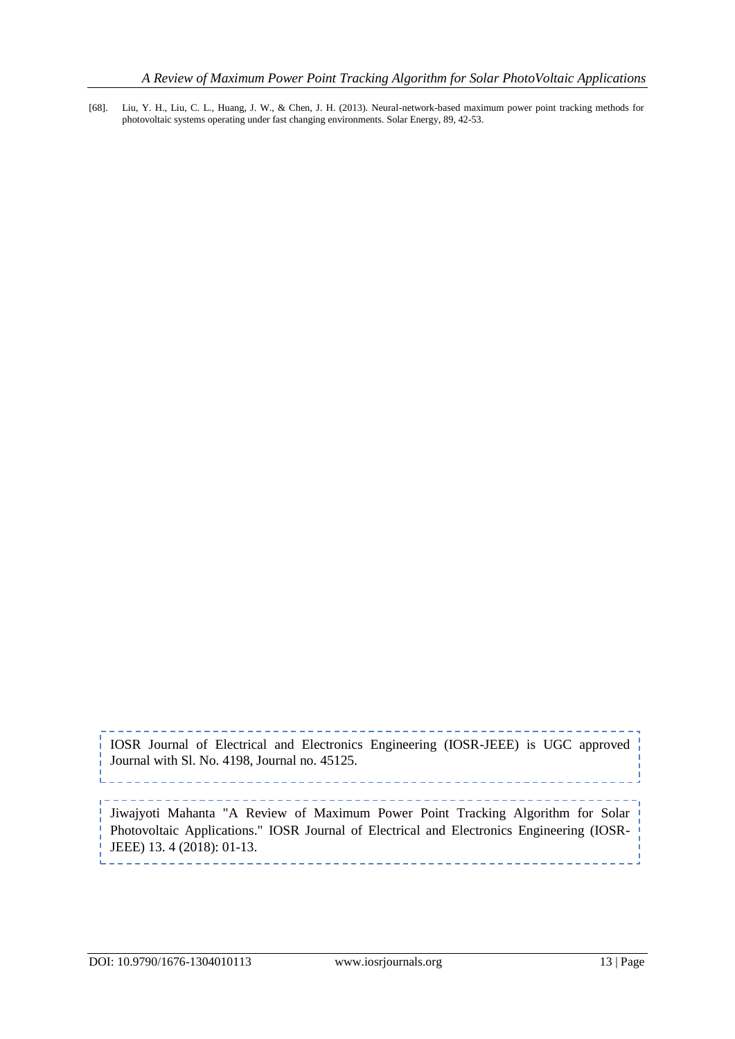[68]. Liu, Y. H., Liu, C. L., Huang, J. W., & Chen, J. H. (2013). Neural-network-based maximum power point tracking methods for photovoltaic systems operating under fast changing environments. Solar Energy, 89, 42-53.

IOSR Journal of Electrical and Electronics Engineering (IOSR-JEEE) is UGC approved Journal with Sl. No. 4198, Journal no. 45125.

Jiwajyoti Mahanta "A Review of Maximum Power Point Tracking Algorithm for Solar Photovoltaic Applications." IOSR Journal of Electrical and Electronics Engineering (IOSR-JEEE) 13. 4 (2018): 01-13.